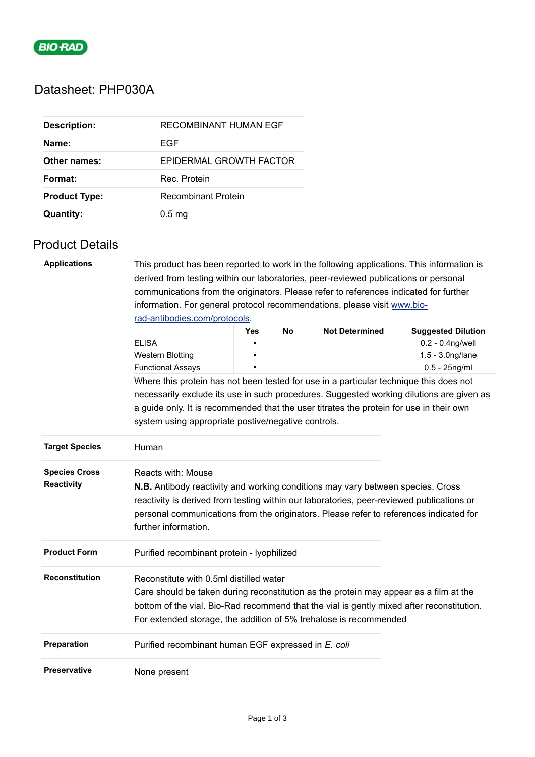BIO-RAD

# Datasheet: PHP030A

| | |
|---|---|
| **Description:** | RECOMBINANT HUMAN EGF |
| **Name:** | EGF |
| **Other names:** | EPIDERMAL GROWTH FACTOR |
| **Format:** | Rec. Protein |
| **Product Type:** | Recombinant Protein |
| **Quantity:** | 0.5 mg |

## Product Details

**Applications**

This product has been reported to work in the following applications. This information is derived from testing within our laboratories, peer-reviewed publications or personal communications from the originators. Please refer to references indicated for further information. For general protocol recommendations, please visit [www.bio-rad-antibodies.com/protocols](www.bio-rad-antibodies.com/protocols).

| | Yes | No | Not Determined | Suggested Dilution |
|---|---|---|---|---|
| ELISA | ▪ | | | 0.2 - 0.4ng/well |
| Western Blotting | ▪ | | | 1.5 - 3.0ng/lane |
| Functional Assays | ▪ | | | 0.5 - 25ng/ml |

Where this protein has not been tested for use in a particular technique this does not necessarily exclude its use in such procedures. Suggested working dilutions are given as a guide only. It is recommended that the user titrates the protein for use in their own system using appropriate postive/negative controls.

**Target Species**

Human

**Species Cross Reactivity**

Reacts with: Mouse

**N.B.** Antibody reactivity and working conditions may vary between species. Cross reactivity is derived from testing within our laboratories, peer-reviewed publications or personal communications from the originators. Please refer to references indicated for further information.

**Product Form**

Purified recombinant protein - lyophilized

**Reconstitution**

Reconstitute with 0.5ml distilled water

Care should be taken during reconstitution as the protein may appear as a film at the bottom of the vial. Bio-Rad recommend that the vial is gently mixed after reconstitution. For extended storage, the addition of 5% trehalose is recommended

**Preparation**

Purified recombinant human EGF expressed in *E. coli*

**Preservative**

None present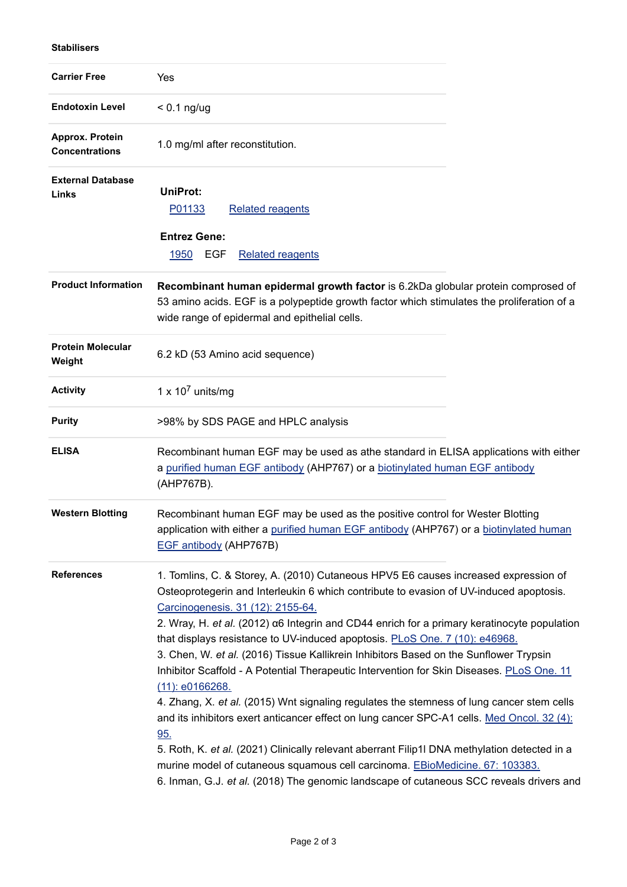| | |
|---|---|
| **Stabilisers** | |
| **Carrier Free** | Yes |
| **Endotoxin Level** | < 0.1 ng/ug |
| **Approx. Protein Concentrations** | 1.0 mg/ml after reconstitution. |
| **External Database Links** | **UniProt:** P01133 Related reagents **Entrez Gene:** 1950 EGF Related reagents |
| **Product Information** | **Recombinant human epidermal growth factor** is 6.2kDa globular protein compromised of 53 amino acids. EGF is a polypeptide growth factor which stimulates the proliferation of a wide range of epidermal and epithelial cells. |
| **Protein Molecular Weight** | 6.2 kD (53 Amino acid sequence) |
| **Activity** | 1 x $10^7$ units/mg |
| **Purity** | >98% by SDS PAGE and HPLC analysis |
| **ELISA** | Recombinant human EGF may be used as athe standard in ELISA applications with either a purified human EGF antibody (AHP767) or a biotinylated human EGF antibody (AHP767B). |
| **Western Blotting** | Recombinant human EGF may be used as the positive control for Wester Blotting application with either a purified human EGF antibody (AHP767) or a biotinylated human EGF antibody (AHP767B) |
| **References** | 1. Tomlins, C. & Storey, A. (2010) Cutaneous HPV5 E6 causes increased expression of Osteoprotegerin and Interleukin 6 which contribute to evasion of UV-induced apoptosis. Carcinogenesis. 31 (12): 2155-64. 2. Wray, H. *et al.* (2012) α6 Integrin and CD44 enrich for a primary keratinocyte population that displays resistance to UV-induced apoptosis. PLoS One. 7 (10): e46968. 3. Chen, W. *et al.* (2016) Tissue Kallikrein Inhibitors Based on the Sunflower Trypsin Inhibitor Scaffold - A Potential Therapeutic Intervention for Skin Diseases. PLoS One. 11 (11): e0166268. 4. Zhang, X. *et al.* (2015) Wnt signaling regulates the stemness of lung cancer stem cells and its inhibitors exert anticancer effect on lung cancer SPC-A1 cells. Med Oncol. 32 (4): 95. 5. Roth, K. *et al.* (2021) Clinically relevant aberrant Filip1l DNA methylation detected in a murine model of cutaneous squamous cell carcinoma. EBioMedicine. 67: 103383. 6. Inman, G.J. *et al.* (2018) The genomic landscape of cutaneous SCC reveals drivers and |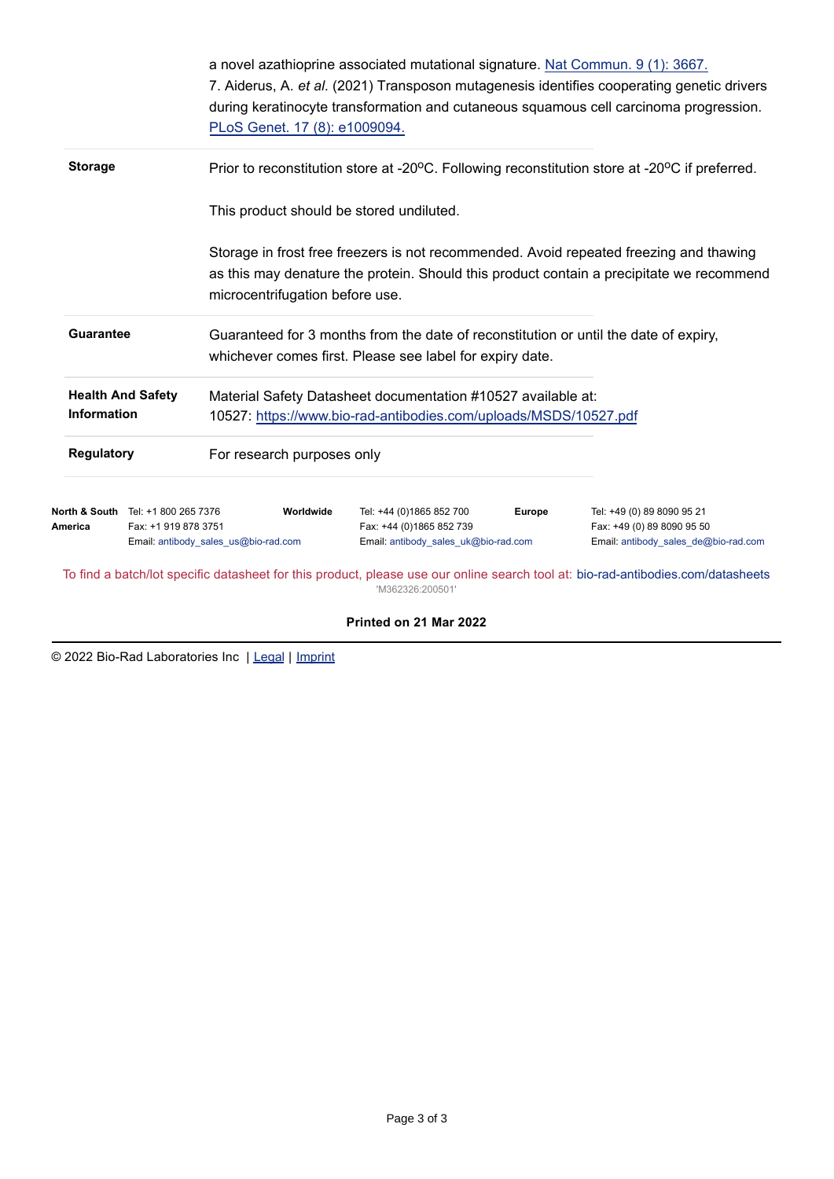a novel azathioprine associated mutational signature. [Nat Commun. 9 (1): 3667.](#)
7. Aiderus, A. *et al.* (2021) Transposon mutagenesis identifies cooperating genetic drivers during keratinocyte transformation and cutaneous squamous cell carcinoma progression. [PLoS Genet. 17 (8): e1009094.](#)

| | |
|---|---|
| **Storage** | Prior to reconstitution store at -20ºC. Following reconstitution store at -20ºC if preferred.<br><br>This product should be stored undiluted.<br><br>Storage in frost free freezers is not recommended. Avoid repeated freezing and thawing as this may denature the protein. Should this product contain a precipitate we recommend microcentrifugation before use. |
| **Guarantee** | Guaranteed for 3 months from the date of reconstitution or until the date of expiry, whichever comes first. Please see label for expiry date. |
| **Health And Safety Information** | Material Safety Datasheet documentation #10527 available at:<br>10527: https://www.bio-rad-antibodies.com/uploads/MSDS/10527.pdf |
| **Regulatory** | For research purposes only |

| | | | | | |
|---|---|---|---|---|---|
| **North & South America** | Tel: +1 800 265 7376<br>Fax: +1 919 878 3751<br>Email: antibody_sales_us@bio-rad.com | **Worldwide** | Tel: +44 (0)1865 852 700<br>Fax: +44 (0)1865 852 739<br>Email: antibody_sales_uk@bio-rad.com | **Europe** | Tel: +49 (0) 89 8090 95 21<br>Fax: +49 (0) 89 8090 95 50<br>Email: antibody_sales_de@bio-rad.com |

To find a batch/lot specific datasheet for this product, please use our online search tool at: bio-rad-antibodies.com/datasheets

'M362326:200501'

**Printed on 21 Mar 2022**

© 2022 Bio-Rad Laboratories Inc | Legal | Imprint